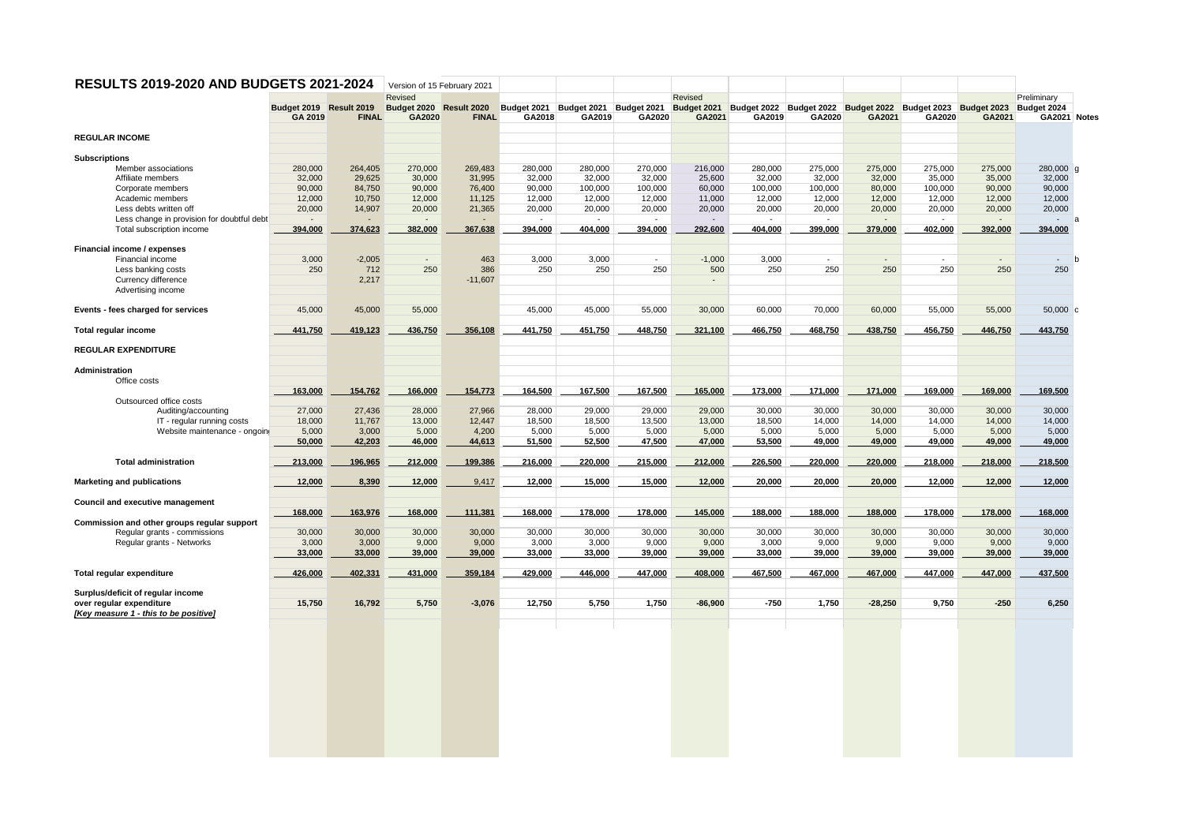# RESULTS 2019-2020 AND BUDGETS 2021-2024

Version of 15 February 2021

| | Budget 2019 GA 2019 | Result 2019 FINAL | Revised Budget 2020 GA2020 | Result 2020 FINAL | Budget 2021 GA2018 | Budget 2021 GA2019 | Budget 2021 GA2020 | Revised Budget 2021 GA2021 | Budget 2022 GA2019 | Budget 2022 GA2020 | Budget 2022 GA2021 | Budget 2023 GA2020 | Budget 2023 GA2021 | Preliminary Budget 2024 GA2021 | Notes |
|---|---|---|---|---|---|---|---|---|---|---|---|---|---|---|---|
| **REGULAR INCOME** | | | | | | | | | | | | | | | |
| **Subscriptions** | | | | | | | | | | | | | | | |
| Member associations | 280,000 | 264,405 | 270,000 | 269,483 | 280,000 | 280,000 | 270,000 | 216,000 | 280,000 | 275,000 | 275,000 | 275,000 | 275,000 | 280,000 | g |
| Affiliate members | 32,000 | 29,625 | 30,000 | 31,995 | 32,000 | 32,000 | 32,000 | 25,600 | 32,000 | 32,000 | 32,000 | 35,000 | 35,000 | 32,000 | |
| Corporate members | 90,000 | 84,750 | 90,000 | 76,400 | 90,000 | 100,000 | 100,000 | 60,000 | 100,000 | 100,000 | 80,000 | 100,000 | 90,000 | 90,000 | |
| Academic members | 12,000 | 10,750 | 12,000 | 11,125 | 12,000 | 12,000 | 12,000 | 11,000 | 12,000 | 12,000 | 12,000 | 12,000 | 12,000 | 12,000 | |
| Less debts written off | 20,000 | 14,907 | 20,000 | 21,365 | 20,000 | 20,000 | 20,000 | 20,000 | 20,000 | 20,000 | 20,000 | 20,000 | 20,000 | 20,000 | |
| Less change in provision for doubtful debt | - | - | - | - | - | - | - | - | - | - | - | - | - | - | a |
| Total subscription income | 394,000 | 374,623 | 382,000 | 367,638 | 394,000 | 404,000 | 394,000 | 292,600 | 404,000 | 399,000 | 379,000 | 402,000 | 392,000 | 394,000 | |
| **Financial income / expenses** | | | | | | | | | | | | | | | |
| Financial income | 3,000 | -2,005 | - | 463 | 3,000 | 3,000 | - | -1,000 | 3,000 | - | - | - | - | - | b |
| Less banking costs | 250 | 712 | 250 | 386 | 250 | 250 | 250 | 500 | 250 | 250 | 250 | 250 | 250 | 250 | |
| Currency difference | | 2,217 | | -11,607 | | | | - | | | | | | | |
| Advertising income | | | | | | | | | | | | | | | |
| **Events - fees charged for services** | 45,000 | 45,000 | 55,000 | | 45,000 | 45,000 | 55,000 | 30,000 | 60,000 | 70,000 | 60,000 | 55,000 | 55,000 | 50,000 | c |
| **Total regular income** | 441,750 | 419,123 | 436,750 | 356,108 | 441,750 | 451,750 | 448,750 | 321,100 | 466,750 | 468,750 | 438,750 | 456,750 | 446,750 | 443,750 | |
| **REGULAR EXPENDITURE** | | | | | | | | | | | | | | | |
| **Administration** | | | | | | | | | | | | | | | |
| Office costs | 163,000 | 154,762 | 166,000 | 154,773 | 164,500 | 167,500 | 167,500 | 165,000 | 173,000 | 171,000 | 171,000 | 169,000 | 169,000 | 169,500 | |
| Outsourced office costs | | | | | | | | | | | | | | | |
| Auditing/accounting | 27,000 | 27,436 | 28,000 | 27,966 | 28,000 | 29,000 | 29,000 | 29,000 | 30,000 | 30,000 | 30,000 | 30,000 | 30,000 | 30,000 | |
| IT - regular running costs | 18,000 | 11,767 | 13,000 | 12,447 | 18,500 | 18,500 | 13,500 | 13,000 | 18,500 | 14,000 | 14,000 | 14,000 | 14,000 | 14,000 | |
| Website maintenance - ongoing | 5,000 | 3,000 | 5,000 | 4,200 | 5,000 | 5,000 | 5,000 | 5,000 | 5,000 | 5,000 | 5,000 | 5,000 | 5,000 | 5,000 | |
| | 50,000 | 42,203 | 46,000 | 44,613 | 51,500 | 52,500 | 47,500 | 47,000 | 53,500 | 49,000 | 49,000 | 49,000 | 49,000 | 49,000 | |
| **Total administration** | 213,000 | 196,965 | 212,000 | 199,386 | 216,000 | 220,000 | 215,000 | 212,000 | 226,500 | 220,000 | 220,000 | 218,000 | 218,000 | 218,500 | |
| **Marketing and publications** | 12,000 | 8,390 | 12,000 | 9,417 | 12,000 | 15,000 | 15,000 | 12,000 | 20,000 | 20,000 | 20,000 | 12,000 | 12,000 | 12,000 | |
| **Council and executive management** | 168,000 | 163,976 | 168,000 | 111,381 | 168,000 | 178,000 | 178,000 | 145,000 | 188,000 | 188,000 | 188,000 | 178,000 | 178,000 | 168,000 | |
| **Commission and other groups regular support** | | | | | | | | | | | | | | | |
| Regular grants - commissions | 30,000 | 30,000 | 30,000 | 30,000 | 30,000 | 30,000 | 30,000 | 30,000 | 30,000 | 30,000 | 30,000 | 30,000 | 30,000 | 30,000 | |
| Regular grants - Networks | 3,000 | 3,000 | 9,000 | 9,000 | 3,000 | 3,000 | 9,000 | 9,000 | 3,000 | 9,000 | 9,000 | 9,000 | 9,000 | 9,000 | |
| | 33,000 | 33,000 | 39,000 | 39,000 | 33,000 | 33,000 | 39,000 | 39,000 | 33,000 | 39,000 | 39,000 | 39,000 | 39,000 | 39,000 | |
| **Total regular expenditure** | 426,000 | 402,331 | 431,000 | 359,184 | 429,000 | 446,000 | 447,000 | 408,000 | 467,500 | 467,000 | 467,000 | 447,000 | 447,000 | 437,500 | |
| **Surplus/deficit of regular income over regular expenditure** | 15,750 | 16,792 | 5,750 | -3,076 | 12,750 | 5,750 | 1,750 | -86,900 | -750 | 1,750 | -28,250 | 9,750 | -250 | 6,250 | |
| ***[Key measure 1 - this to be positive]*** | | | | | | | | | | | | | | | |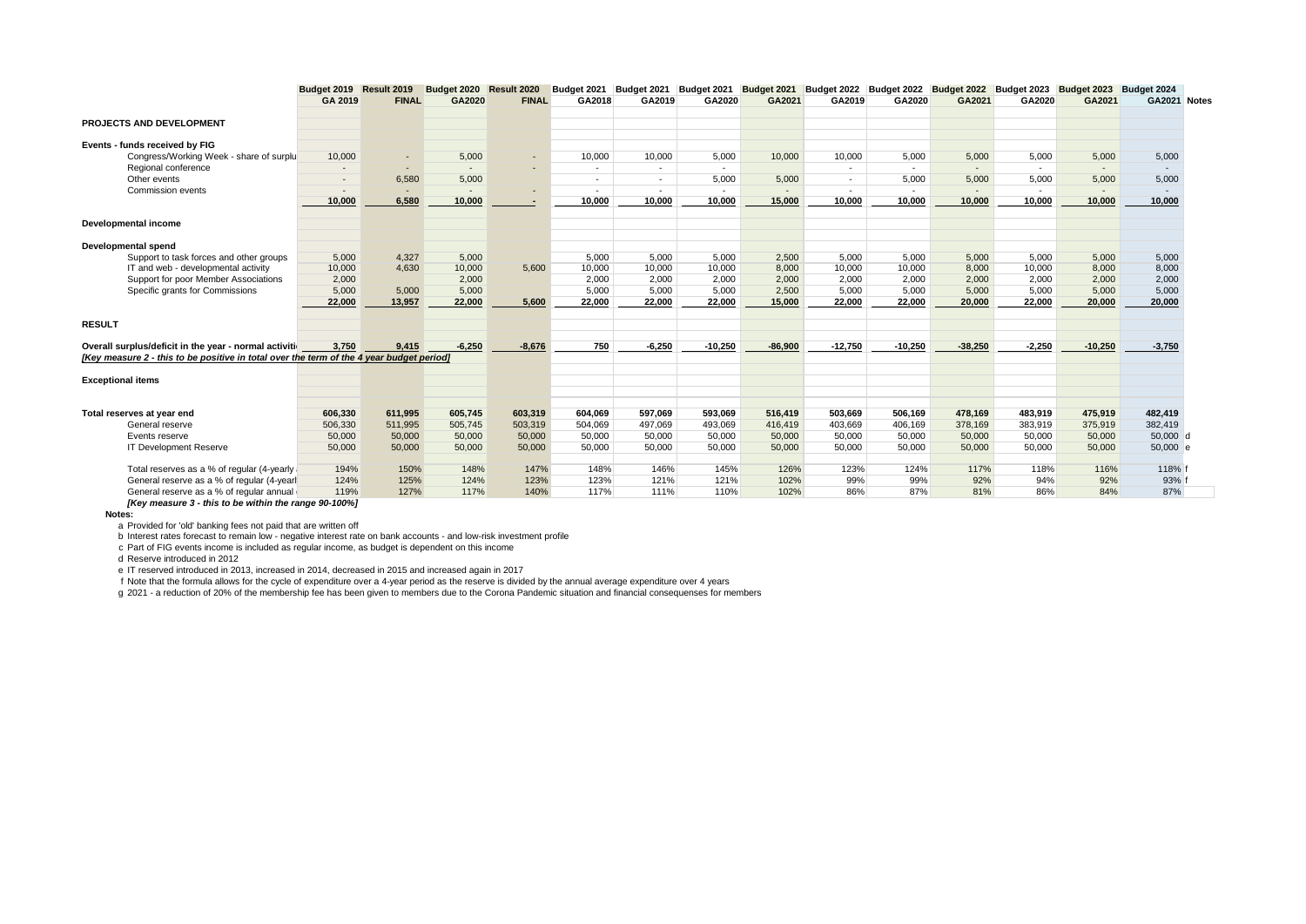| | Budget 2019 | Result 2019 | Budget 2020 | Result 2020 | Budget 2021 | Budget 2021 | Budget 2021 | Budget 2021 | Budget 2022 | Budget 2022 | Budget 2022 | Budget 2023 | Budget 2023 | Budget 2024 | |
|---|---|---|---|---|---|---|---|---|---|---|---|---|---|---|---|
| | GA 2019 | FINAL | GA2020 | FINAL | GA2018 | GA2019 | GA2020 | GA2021 | GA2019 | GA2020 | GA2021 | GA2020 | GA2021 | GA2021 | Notes |
| **PROJECTS AND DEVELOPMENT** | | | | | | | | | | | | | | | |
| **Events - funds received by FIG** | | | | | | | | | | | | | | | |
| Congress/Working Week - share of surplu | 10,000 | - | 5,000 | - | 10,000 | 10,000 | 5,000 | 10,000 | 10,000 | 5,000 | 5,000 | 5,000 | 5,000 | 5,000 | |
| Regional conference | - | - | - | - | - | - | - | | - | - | - | - | - | - | |
| Other events | - | 6,580 | 5,000 | | - | - | 5,000 | 5,000 | - | 5,000 | 5,000 | 5,000 | 5,000 | 5,000 | |
| Commission events | - | - | - | - | - | - | - | - | - | - | - | - | - | - | |
| | **10,000** | **6,580** | **10,000** | **-** | **10,000** | **10,000** | **10,000** | **15,000** | **10,000** | **10,000** | **10,000** | **10,000** | **10,000** | **10,000** | |
| **Developmental income** | | | | | | | | | | | | | | | |
| **Developmental spend** | | | | | | | | | | | | | | | |
| Support to task forces and other groups | 5,000 | 4,327 | 5,000 | | 5,000 | 5,000 | 5,000 | 2,500 | 5,000 | 5,000 | 5,000 | 5,000 | 5,000 | 5,000 | |
| IT and web - developmental activity | 10,000 | 4,630 | 10,000 | 5,600 | 10,000 | 10,000 | 10,000 | 8,000 | 10,000 | 10,000 | 8,000 | 10,000 | 8,000 | 8,000 | |
| Support for poor Member Associations | 2,000 | | 2,000 | | 2,000 | 2,000 | 2,000 | 2,000 | 2,000 | 2,000 | 2,000 | 2,000 | 2,000 | 2,000 | |
| Specific grants for Commissions | 5,000 | 5,000 | 5,000 | | 5,000 | 5,000 | 5,000 | 2,500 | 5,000 | 5,000 | 5,000 | 5,000 | 5,000 | 5,000 | |
| | **22,000** | **13,957** | **22,000** | **5,600** | **22,000** | **22,000** | **22,000** | **15,000** | **22,000** | **22,000** | **20,000** | **22,000** | **20,000** | **20,000** | |
| **RESULT** | | | | | | | | | | | | | | | |
| **Overall surplus/deficit in the year - normal activiti** | **3,750** | **9,415** | **-6,250** | **-8,676** | **750** | **-6,250** | **-10,250** | **-86,900** | **-12,750** | **-10,250** | **-38,250** | **-2,250** | **-10,250** | **-3,750** | |
| ***[Key measure 2 - this to be positive in total over the term of the 4 year budget period]*** | | | | | | | | | | | | | | | |
| **Exceptional items** | | | | | | | | | | | | | | | |
| **Total reserves at year end** | **606,330** | **611,995** | **605,745** | **603,319** | **604,069** | **597,069** | **593,069** | **516,419** | **503,669** | **506,169** | **478,169** | **483,919** | **475,919** | **482,419** | |
| General reserve | 506,330 | 511,995 | 505,745 | 503,319 | 504,069 | 497,069 | 493,069 | 416,419 | 403,669 | 406,169 | 378,169 | 383,919 | 375,919 | 382,419 | |
| Events reserve | 50,000 | 50,000 | 50,000 | 50,000 | 50,000 | 50,000 | 50,000 | 50,000 | 50,000 | 50,000 | 50,000 | 50,000 | 50,000 | 50,000 | d |
| IT Development Reserve | 50,000 | 50,000 | 50,000 | 50,000 | 50,000 | 50,000 | 50,000 | 50,000 | 50,000 | 50,000 | 50,000 | 50,000 | 50,000 | 50,000 | e |
| Total reserves as a % of regular (4-yearly | 194% | 150% | 148% | 147% | 148% | 146% | 145% | 126% | 123% | 124% | 117% | 118% | 116% | 118% | f |
| General reserve as a % of regular (4-yearl | 124% | 125% | 124% | 123% | 123% | 121% | 121% | 102% | 99% | 99% | 92% | 94% | 92% | 93% | f |
| General reserve as a % of regular annual | 119% | 127% | 117% | 140% | 117% | 111% | 110% | 102% | 86% | 87% | 81% | 86% | 84% | 87% | |
| ***[Key measure 3 - this to be within the range 90-100%]*** | | | | | | | | | | | | | | | |

**Notes:**

a Provided for 'old' banking fees not paid that are written off

b Interest rates forecast to remain low - negative interest rate on bank accounts - and low-risk investment profile

c Part of FIG events income is included as regular income, as budget is dependent on this income

d Reserve introduced in 2012

e IT reserved introduced in 2013, increased in 2014, decreased in 2015 and increased again in 2017

f Note that the formula allows for the cycle of expenditure over a 4-year period as the reserve is divided by the annual average expenditure over 4 years

g 2021 - a reduction of 20% of the membership fee has been given to members due to the Corona Pandemic situation and financial consequenses for members